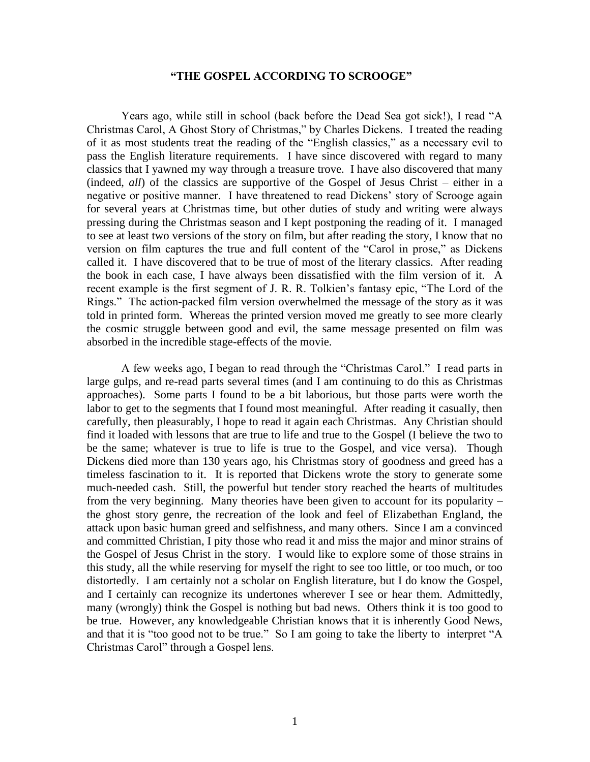# "THE GOSPEL ACCORDING TO SCROOGE"

Years ago, while still in school (back before the Dead Sea got sick!), I read "A Christmas Carol, A Ghost Story of Christmas," by Charles Dickens. I treated the reading of it as most students treat the reading of the "English classics," as a necessary evil to pass the English literature requirements. I have since discovered with regard to many classics that I yawned my way through a treasure trove. I have also discovered that many (indeed, *all*) of the classics are supportive of the Gospel of Jesus Christ – either in a negative or positive manner. I have threatened to read Dickens' story of Scrooge again for several years at Christmas time, but other duties of study and writing were always pressing during the Christmas season and I kept postponing the reading of it. I managed to see at least two versions of the story on film, but after reading the story, I know that no version on film captures the true and full content of the "Carol in prose," as Dickens called it. I have discovered that to be true of most of the literary classics. After reading the book in each case, I have always been dissatisfied with the film version of it. A recent example is the first segment of J. R. R. Tolkien's fantasy epic, "The Lord of the Rings." The action-packed film version overwhelmed the message of the story as it was told in printed form. Whereas the printed version moved me greatly to see more clearly the cosmic struggle between good and evil, the same message presented on film was absorbed in the incredible stage-effects of the movie.

A few weeks ago, I began to read through the "Christmas Carol." I read parts in large gulps, and re-read parts several times (and I am continuing to do this as Christmas approaches). Some parts I found to be a bit laborious, but those parts were worth the labor to get to the segments that I found most meaningful. After reading it casually, then carefully, then pleasurably, I hope to read it again each Christmas. Any Christian should find it loaded with lessons that are true to life and true to the Gospel (I believe the two to be the same; whatever is true to life is true to the Gospel, and vice versa). Though Dickens died more than 130 years ago, his Christmas story of goodness and greed has a timeless fascination to it. It is reported that Dickens wrote the story to generate some much-needed cash. Still, the powerful but tender story reached the hearts of multitudes from the very beginning. Many theories have been given to account for its popularity – the ghost story genre, the recreation of the look and feel of Elizabethan England, the attack upon basic human greed and selfishness, and many others. Since I am a convinced and committed Christian, I pity those who read it and miss the major and minor strains of the Gospel of Jesus Christ in the story. I would like to explore some of those strains in this study, all the while reserving for myself the right to see too little, or too much, or too distortedly. I am certainly not a scholar on English literature, but I do know the Gospel, and I certainly can recognize its undertones wherever I see or hear them. Admittedly, many (wrongly) think the Gospel is nothing but bad news. Others think it is too good to be true. However, any knowledgeable Christian knows that it is inherently Good News, and that it is "too good not to be true." So I am going to take the liberty to interpret "A Christmas Carol" through a Gospel lens.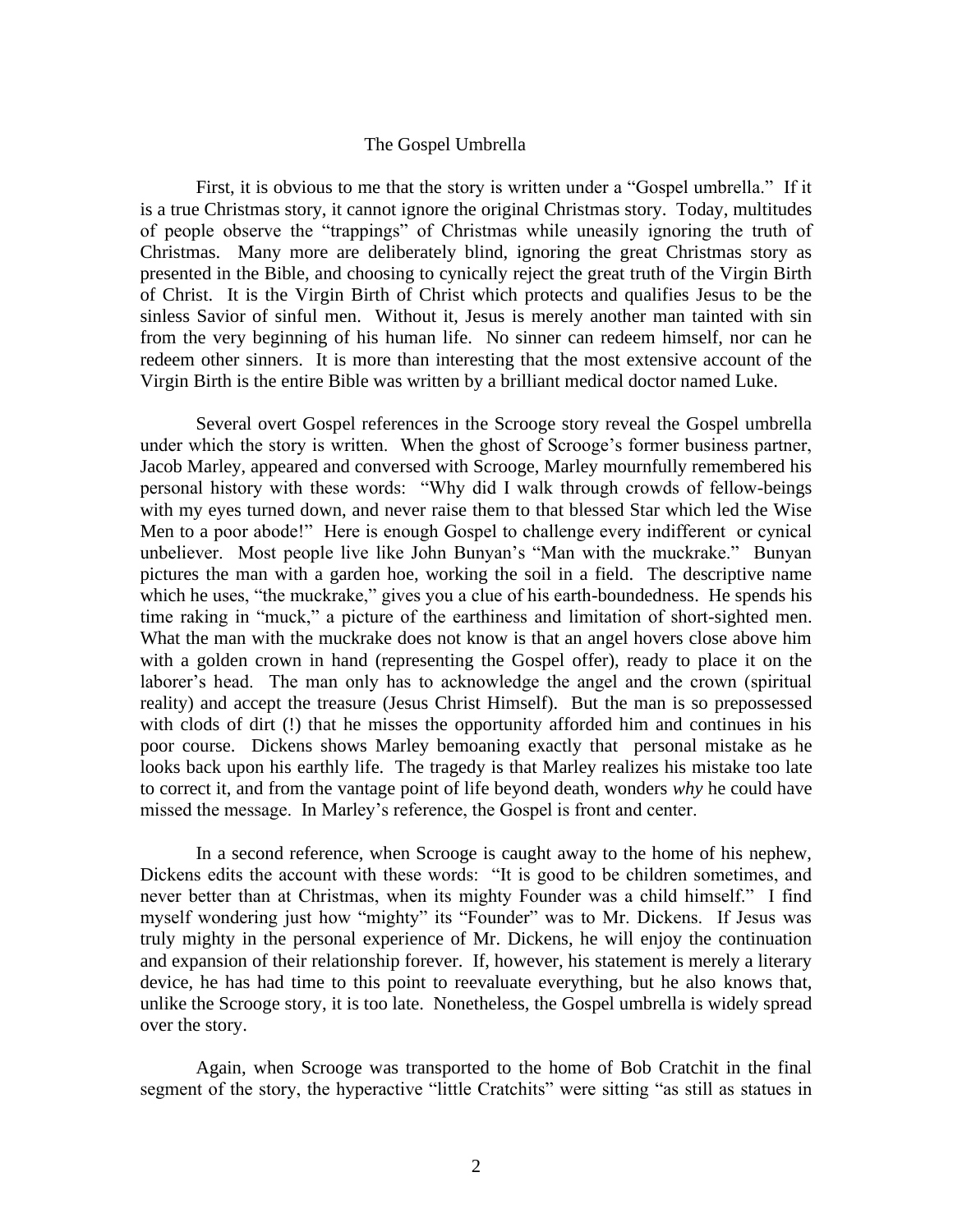## The Gospel Umbrella

First, it is obvious to me that the story is written under a "Gospel umbrella." If it is a true Christmas story, it cannot ignore the original Christmas story. Today, multitudes of people observe the "trappings" of Christmas while uneasily ignoring the truth of Christmas. Many more are deliberately blind, ignoring the great Christmas story as presented in the Bible, and choosing to cynically reject the great truth of the Virgin Birth of Christ. It is the Virgin Birth of Christ which protects and qualifies Jesus to be the sinless Savior of sinful men. Without it, Jesus is merely another man tainted with sin from the very beginning of his human life. No sinner can redeem himself, nor can he redeem other sinners. It is more than interesting that the most extensive account of the Virgin Birth is the entire Bible was written by a brilliant medical doctor named Luke.

Several overt Gospel references in the Scrooge story reveal the Gospel umbrella under which the story is written. When the ghost of Scrooge's former business partner, Jacob Marley, appeared and conversed with Scrooge, Marley mournfully remembered his personal history with these words: "Why did I walk through crowds of fellow-beings with my eyes turned down, and never raise them to that blessed Star which led the Wise Men to a poor abode!" Here is enough Gospel to challenge every indifferent or cynical unbeliever. Most people live like John Bunyan's "Man with the muckrake." Bunyan pictures the man with a garden hoe, working the soil in a field. The descriptive name which he uses, "the muckrake," gives you a clue of his earth-boundedness. He spends his time raking in "muck," a picture of the earthiness and limitation of short-sighted men. What the man with the muckrake does not know is that an angel hovers close above him with a golden crown in hand (representing the Gospel offer), ready to place it on the laborer's head. The man only has to acknowledge the angel and the crown (spiritual reality) and accept the treasure (Jesus Christ Himself). But the man is so prepossessed with clods of dirt (!) that he misses the opportunity afforded him and continues in his poor course. Dickens shows Marley bemoaning exactly that personal mistake as he looks back upon his earthly life. The tragedy is that Marley realizes his mistake too late to correct it, and from the vantage point of life beyond death, wonders *why* he could have missed the message. In Marley's reference, the Gospel is front and center.

In a second reference, when Scrooge is caught away to the home of his nephew, Dickens edits the account with these words: "It is good to be children sometimes, and never better than at Christmas, when its mighty Founder was a child himself." I find myself wondering just how "mighty" its "Founder" was to Mr. Dickens. If Jesus was truly mighty in the personal experience of Mr. Dickens, he will enjoy the continuation and expansion of their relationship forever. If, however, his statement is merely a literary device, he has had time to this point to reevaluate everything, but he also knows that, unlike the Scrooge story, it is too late. Nonetheless, the Gospel umbrella is widely spread over the story.

Again, when Scrooge was transported to the home of Bob Cratchit in the final segment of the story, the hyperactive "little Cratchits" were sitting "as still as statues in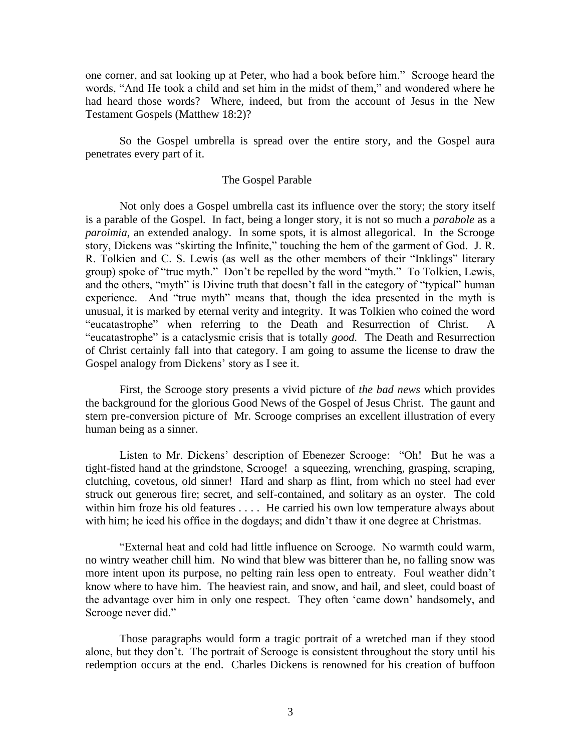one corner, and sat looking up at Peter, who had a book before him." Scrooge heard the words, "And He took a child and set him in the midst of them," and wondered where he had heard those words? Where, indeed, but from the account of Jesus in the New Testament Gospels (Matthew 18:2)?

So the Gospel umbrella is spread over the entire story, and the Gospel aura penetrates every part of it.

## The Gospel Parable

Not only does a Gospel umbrella cast its influence over the story; the story itself is a parable of the Gospel. In fact, being a longer story, it is not so much a *parabole* as a *paroimia*, an extended analogy. In some spots, it is almost allegorical. In the Scrooge story, Dickens was "skirting the Infinite," touching the hem of the garment of God. J. R. R. Tolkien and C. S. Lewis (as well as the other members of their "Inklings" literary group) spoke of "true myth." Don't be repelled by the word "myth." To Tolkien, Lewis, and the others, "myth" is Divine truth that doesn't fall in the category of "typical" human experience. And "true myth" means that, though the idea presented in the myth is unusual, it is marked by eternal verity and integrity. It was Tolkien who coined the word "eucatastrophe" when referring to the Death and Resurrection of Christ. A "eucatastrophe" is a cataclysmic crisis that is totally *good.* The Death and Resurrection of Christ certainly fall into that category. I am going to assume the license to draw the Gospel analogy from Dickens' story as I see it.

First, the Scrooge story presents a vivid picture of *the bad news* which provides the background for the glorious Good News of the Gospel of Jesus Christ. The gaunt and stern pre-conversion picture of Mr. Scrooge comprises an excellent illustration of every human being as a sinner.

Listen to Mr. Dickens' description of Ebenezer Scrooge: "Oh! But he was a tight-fisted hand at the grindstone, Scrooge! a squeezing, wrenching, grasping, scraping, clutching, covetous, old sinner! Hard and sharp as flint, from which no steel had ever struck out generous fire; secret, and self-contained, and solitary as an oyster. The cold within him froze his old features . . . . He carried his own low temperature always about with him; he iced his office in the dogdays; and didn't thaw it one degree at Christmas.

"External heat and cold had little influence on Scrooge. No warmth could warm, no wintry weather chill him. No wind that blew was bitterer than he, no falling snow was more intent upon its purpose, no pelting rain less open to entreaty. Foul weather didn't know where to have him. The heaviest rain, and snow, and hail, and sleet, could boast of the advantage over him in only one respect. They often 'came down' handsomely, and Scrooge never did."

Those paragraphs would form a tragic portrait of a wretched man if they stood alone, but they don't. The portrait of Scrooge is consistent throughout the story until his redemption occurs at the end. Charles Dickens is renowned for his creation of buffoon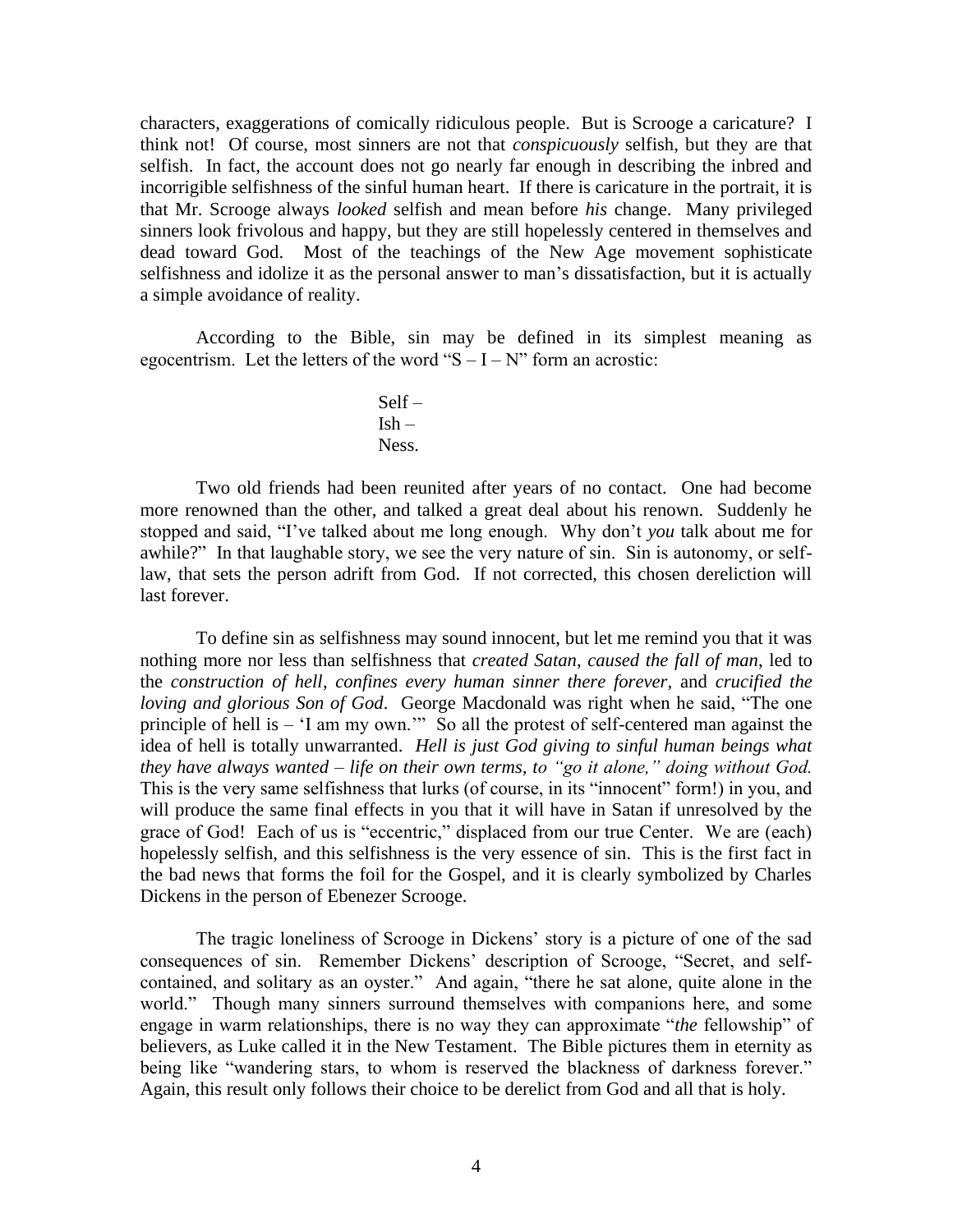characters, exaggerations of comically ridiculous people. But is Scrooge a caricature? I think not! Of course, most sinners are not that *conspicuously* selfish, but they are that selfish. In fact, the account does not go nearly far enough in describing the inbred and incorrigible selfishness of the sinful human heart. If there is caricature in the portrait, it is that Mr. Scrooge always *looked* selfish and mean before *his* change. Many privileged sinners look frivolous and happy, but they are still hopelessly centered in themselves and dead toward God. Most of the teachings of the New Age movement sophisticate selfishness and idolize it as the personal answer to man's dissatisfaction, but it is actually a simple avoidance of reality.

According to the Bible, sin may be defined in its simplest meaning as egocentrism. Let the letters of the word "S – I – N" form an acrostic:

Self –
Ish –
Ness.

Two old friends had been reunited after years of no contact. One had become more renowned than the other, and talked a great deal about his renown. Suddenly he stopped and said, "I've talked about me long enough. Why don't *you* talk about me for awhile?" In that laughable story, we see the very nature of sin. Sin is autonomy, or self-law, that sets the person adrift from God. If not corrected, this chosen dereliction will last forever.

To define sin as selfishness may sound innocent, but let me remind you that it was nothing more nor less than selfishness that *created Satan*, *caused the fall of man*, led to the *construction of hell*, *confines every human sinner there forever*, and *crucified the loving and glorious Son of God*. George Macdonald was right when he said, "The one principle of hell is – 'I am my own.'" So all the protest of self-centered man against the idea of hell is totally unwarranted. *Hell is just God giving to sinful human beings what they have always wanted – life on their own terms, to "go it alone," doing without God.* This is the very same selfishness that lurks (of course, in its "innocent" form!) in you, and will produce the same final effects in you that it will have in Satan if unresolved by the grace of God! Each of us is "eccentric," displaced from our true Center. We are (each) hopelessly selfish, and this selfishness is the very essence of sin. This is the first fact in the bad news that forms the foil for the Gospel, and it is clearly symbolized by Charles Dickens in the person of Ebenezer Scrooge.

The tragic loneliness of Scrooge in Dickens' story is a picture of one of the sad consequences of sin. Remember Dickens' description of Scrooge, "Secret, and self-contained, and solitary as an oyster." And again, "there he sat alone, quite alone in the world." Though many sinners surround themselves with companions here, and some engage in warm relationships, there is no way they can approximate "*the* fellowship" of believers, as Luke called it in the New Testament. The Bible pictures them in eternity as being like "wandering stars, to whom is reserved the blackness of darkness forever." Again, this result only follows their choice to be derelict from God and all that is holy.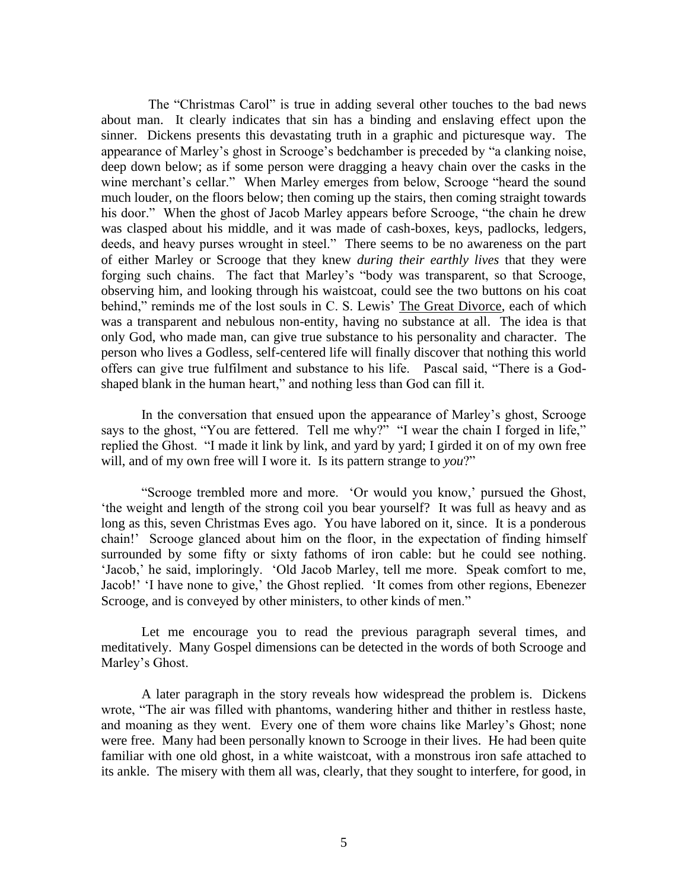The "Christmas Carol" is true in adding several other touches to the bad news about man. It clearly indicates that sin has a binding and enslaving effect upon the sinner. Dickens presents this devastating truth in a graphic and picturesque way. The appearance of Marley's ghost in Scrooge's bedchamber is preceded by "a clanking noise, deep down below; as if some person were dragging a heavy chain over the casks in the wine merchant's cellar." When Marley emerges from below, Scrooge "heard the sound much louder, on the floors below; then coming up the stairs, then coming straight towards his door." When the ghost of Jacob Marley appears before Scrooge, "the chain he drew was clasped about his middle, and it was made of cash-boxes, keys, padlocks, ledgers, deeds, and heavy purses wrought in steel." There seems to be no awareness on the part of either Marley or Scrooge that they knew *during their earthly lives* that they were forging such chains. The fact that Marley's "body was transparent, so that Scrooge, observing him, and looking through his waistcoat, could see the two buttons on his coat behind," reminds me of the lost souls in C. S. Lewis' <u>The Great Divorce</u>, each of which was a transparent and nebulous non-entity, having no substance at all. The idea is that only God, who made man, can give true substance to his personality and character. The person who lives a Godless, self-centered life will finally discover that nothing this world offers can give true fulfilment and substance to his life. Pascal said, "There is a God-shaped blank in the human heart," and nothing less than God can fill it.

In the conversation that ensued upon the appearance of Marley's ghost, Scrooge says to the ghost, "You are fettered. Tell me why?" "I wear the chain I forged in life," replied the Ghost. "I made it link by link, and yard by yard; I girded it on of my own free will, and of my own free will I wore it. Is its pattern strange to *you*?"

"Scrooge trembled more and more. 'Or would you know,' pursued the Ghost, 'the weight and length of the strong coil you bear yourself? It was full as heavy and as long as this, seven Christmas Eves ago. You have labored on it, since. It is a ponderous chain!' Scrooge glanced about him on the floor, in the expectation of finding himself surrounded by some fifty or sixty fathoms of iron cable: but he could see nothing. 'Jacob,' he said, imploringly. 'Old Jacob Marley, tell me more. Speak comfort to me, Jacob!' 'I have none to give,' the Ghost replied. 'It comes from other regions, Ebenezer Scrooge, and is conveyed by other ministers, to other kinds of men."

Let me encourage you to read the previous paragraph several times, and meditatively. Many Gospel dimensions can be detected in the words of both Scrooge and Marley's Ghost.

A later paragraph in the story reveals how widespread the problem is. Dickens wrote, "The air was filled with phantoms, wandering hither and thither in restless haste, and moaning as they went. Every one of them wore chains like Marley's Ghost; none were free. Many had been personally known to Scrooge in their lives. He had been quite familiar with one old ghost, in a white waistcoat, with a monstrous iron safe attached to its ankle. The misery with them all was, clearly, that they sought to interfere, for good, in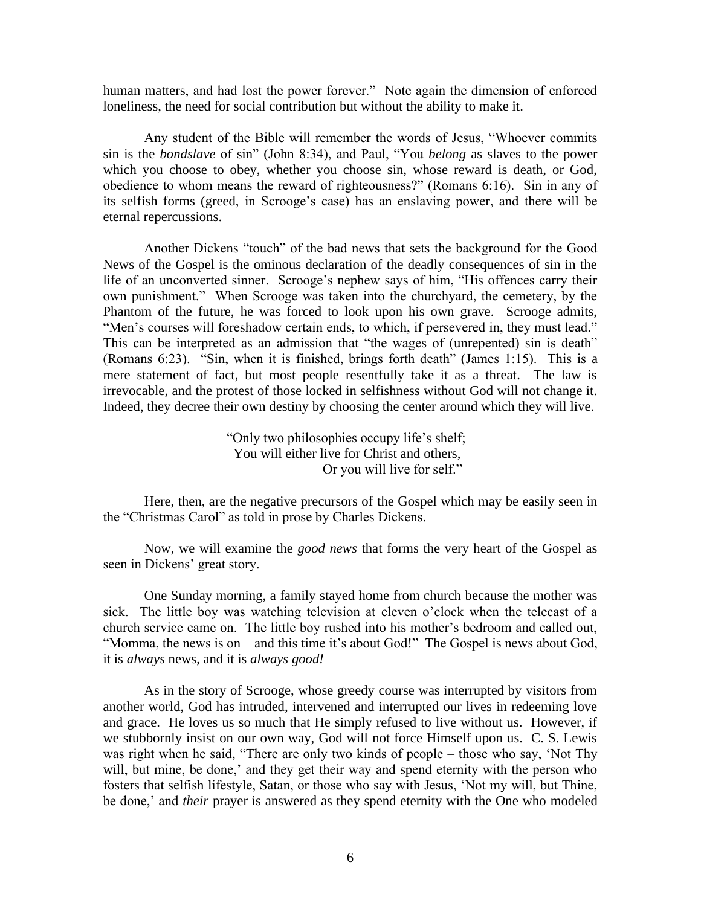human matters, and had lost the power forever." Note again the dimension of enforced loneliness, the need for social contribution but without the ability to make it.

Any student of the Bible will remember the words of Jesus, "Whoever commits sin is the *bondslave* of sin" (John 8:34), and Paul, "You *belong* as slaves to the power which you choose to obey, whether you choose sin, whose reward is death, or God, obedience to whom means the reward of righteousness?" (Romans 6:16). Sin in any of its selfish forms (greed, in Scrooge's case) has an enslaving power, and there will be eternal repercussions.

Another Dickens "touch" of the bad news that sets the background for the Good News of the Gospel is the ominous declaration of the deadly consequences of sin in the life of an unconverted sinner. Scrooge's nephew says of him, "His offences carry their own punishment." When Scrooge was taken into the churchyard, the cemetery, by the Phantom of the future, he was forced to look upon his own grave. Scrooge admits, "Men's courses will foreshadow certain ends, to which, if persevered in, they must lead." This can be interpreted as an admission that "the wages of (unrepented) sin is death" (Romans 6:23). "Sin, when it is finished, brings forth death" (James 1:15). This is a mere statement of fact, but most people resentfully take it as a threat. The law is irrevocable, and the protest of those locked in selfishness without God will not change it. Indeed, they decree their own destiny by choosing the center around which they will live.

> "Only two philosophies occupy life's shelf;
> You will either live for Christ and others,
> Or you will live for self."

Here, then, are the negative precursors of the Gospel which may be easily seen in the "Christmas Carol" as told in prose by Charles Dickens.

Now, we will examine the *good news* that forms the very heart of the Gospel as seen in Dickens' great story.

One Sunday morning, a family stayed home from church because the mother was sick. The little boy was watching television at eleven o'clock when the telecast of a church service came on. The little boy rushed into his mother's bedroom and called out, "Momma, the news is on – and this time it's about God!" The Gospel is news about God, it is *always* news, and it is *always good!*

As in the story of Scrooge, whose greedy course was interrupted by visitors from another world, God has intruded, intervened and interrupted our lives in redeeming love and grace. He loves us so much that He simply refused to live without us. However, if we stubbornly insist on our own way, God will not force Himself upon us. C. S. Lewis was right when he said, "There are only two kinds of people – those who say, 'Not Thy will, but mine, be done,' and they get their way and spend eternity with the person who fosters that selfish lifestyle, Satan, or those who say with Jesus, 'Not my will, but Thine, be done,' and *their* prayer is answered as they spend eternity with the One who modeled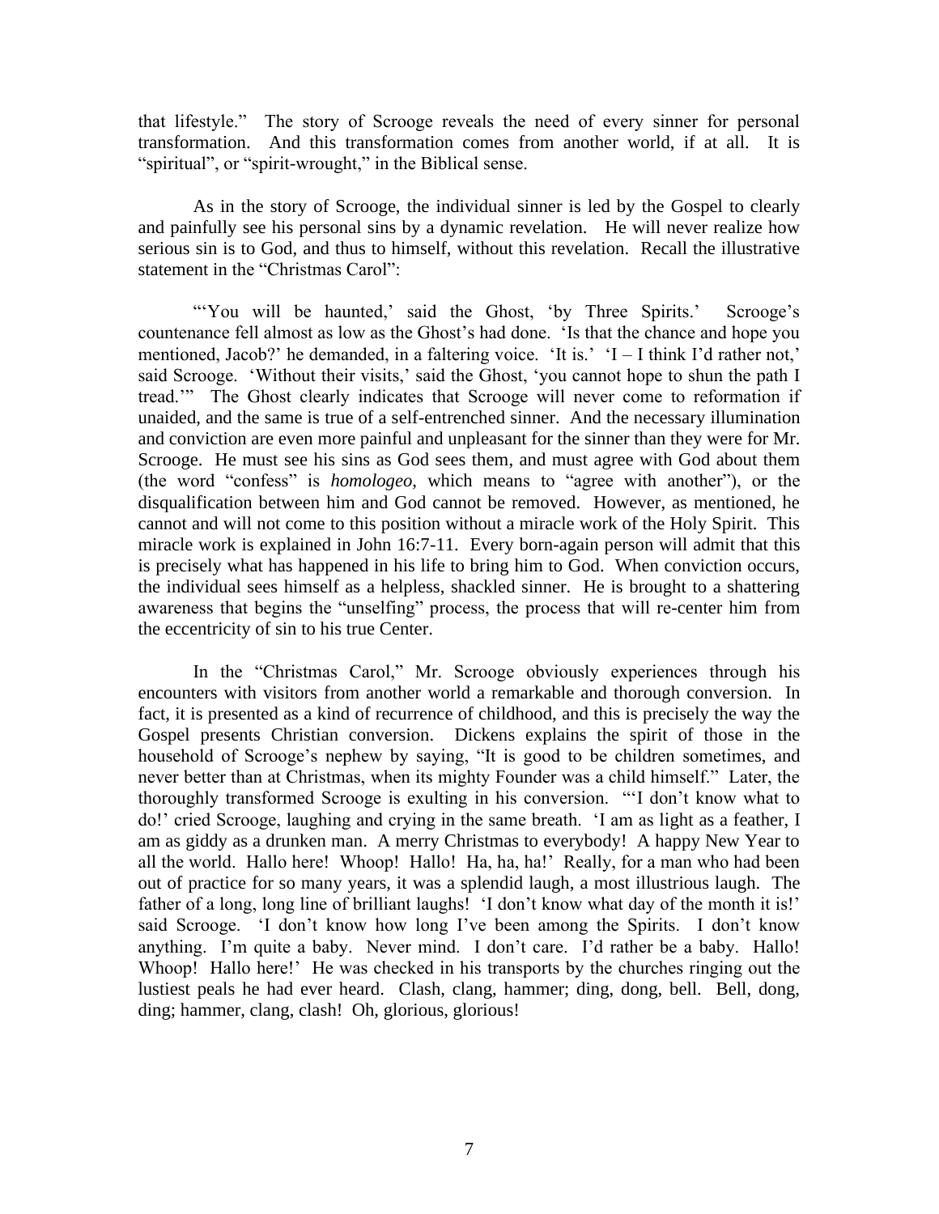that lifestyle." The story of Scrooge reveals the need of every sinner for personal transformation. And this transformation comes from another world, if at all. It is "spiritual", or "spirit-wrought," in the Biblical sense.

As in the story of Scrooge, the individual sinner is led by the Gospel to clearly and painfully see his personal sins by a dynamic revelation. He will never realize how serious sin is to God, and thus to himself, without this revelation. Recall the illustrative statement in the "Christmas Carol":

"'You will be haunted,' said the Ghost, 'by Three Spirits.' Scrooge's countenance fell almost as low as the Ghost's had done. 'Is that the chance and hope you mentioned, Jacob?' he demanded, in a faltering voice. 'It is.' 'I – I think I'd rather not,' said Scrooge. 'Without their visits,' said the Ghost, 'you cannot hope to shun the path I tread.'" The Ghost clearly indicates that Scrooge will never come to reformation if unaided, and the same is true of a self-entrenched sinner. And the necessary illumination and conviction are even more painful and unpleasant for the sinner than they were for Mr. Scrooge. He must see his sins as God sees them, and must agree with God about them (the word "confess" is *homologeo*, which means to "agree with another"), or the disqualification between him and God cannot be removed. However, as mentioned, he cannot and will not come to this position without a miracle work of the Holy Spirit. This miracle work is explained in John 16:7-11. Every born-again person will admit that this is precisely what has happened in his life to bring him to God. When conviction occurs, the individual sees himself as a helpless, shackled sinner. He is brought to a shattering awareness that begins the "unselfing" process, the process that will re-center him from the eccentricity of sin to his true Center.

In the "Christmas Carol," Mr. Scrooge obviously experiences through his encounters with visitors from another world a remarkable and thorough conversion. In fact, it is presented as a kind of recurrence of childhood, and this is precisely the way the Gospel presents Christian conversion. Dickens explains the spirit of those in the household of Scrooge's nephew by saying, "It is good to be children sometimes, and never better than at Christmas, when its mighty Founder was a child himself." Later, the thoroughly transformed Scrooge is exulting in his conversion. "'I don't know what to do!' cried Scrooge, laughing and crying in the same breath. 'I am as light as a feather, I am as giddy as a drunken man. A merry Christmas to everybody! A happy New Year to all the world. Hallo here! Whoop! Hallo! Ha, ha, ha!' Really, for a man who had been out of practice for so many years, it was a splendid laugh, a most illustrious laugh. The father of a long, long line of brilliant laughs! 'I don't know what day of the month it is!' said Scrooge. 'I don't know how long I've been among the Spirits. I don't know anything. I'm quite a baby. Never mind. I don't care. I'd rather be a baby. Hallo! Whoop! Hallo here!' He was checked in his transports by the churches ringing out the lustiest peals he had ever heard. Clash, clang, hammer; ding, dong, bell. Bell, dong, ding; hammer, clang, clash! Oh, glorious, glorious!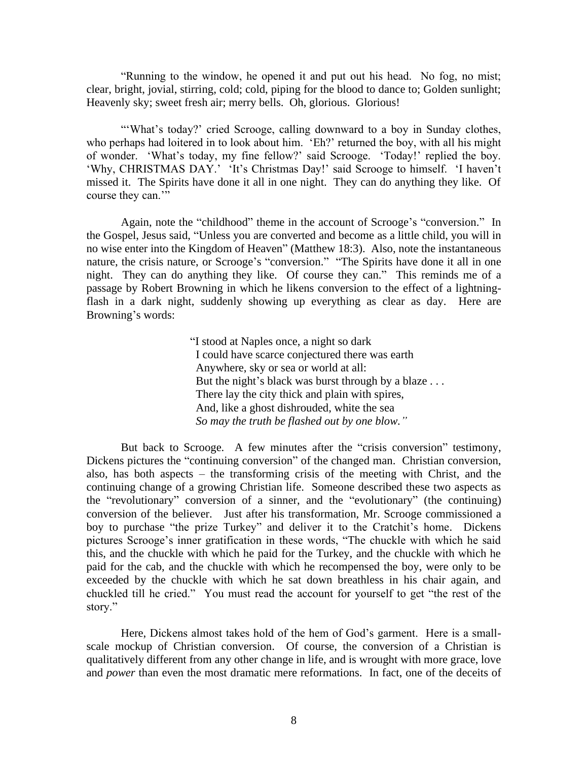"Running to the window, he opened it and put out his head. No fog, no mist; clear, bright, jovial, stirring, cold; cold, piping for the blood to dance to; Golden sunlight; Heavenly sky; sweet fresh air; merry bells. Oh, glorious. Glorious!

"'What's today?' cried Scrooge, calling downward to a boy in Sunday clothes, who perhaps had loitered in to look about him. 'Eh?' returned the boy, with all his might of wonder. 'What's today, my fine fellow?' said Scrooge. 'Today!' replied the boy. 'Why, CHRISTMAS DAY.' 'It's Christmas Day!' said Scrooge to himself. 'I haven't missed it. The Spirits have done it all in one night. They can do anything they like. Of course they can.'"

Again, note the "childhood" theme in the account of Scrooge's "conversion." In the Gospel, Jesus said, "Unless you are converted and become as a little child, you will in no wise enter into the Kingdom of Heaven" (Matthew 18:3). Also, note the instantaneous nature, the crisis nature, or Scrooge's "conversion." "The Spirits have done it all in one night. They can do anything they like. Of course they can." This reminds me of a passage by Robert Browning in which he likens conversion to the effect of a lightning-flash in a dark night, suddenly showing up everything as clear as day. Here are Browning's words:

> "I stood at Naples once, a night so dark
> I could have scarce conjectured there was earth
> Anywhere, sky or sea or world at all:
> But the night's black was burst through by a blaze . . .
> There lay the city thick and plain with spires,
> And, like a ghost dishrouded, white the sea
> *So may the truth be flashed out by one blow."*

But back to Scrooge. A few minutes after the "crisis conversion" testimony, Dickens pictures the "continuing conversion" of the changed man. Christian conversion, also, has both aspects – the transforming crisis of the meeting with Christ, and the continuing change of a growing Christian life. Someone described these two aspects as the "revolutionary" conversion of a sinner, and the "evolutionary" (the continuing) conversion of the believer. Just after his transformation, Mr. Scrooge commissioned a boy to purchase "the prize Turkey" and deliver it to the Cratchit's home. Dickens pictures Scrooge's inner gratification in these words, "The chuckle with which he said this, and the chuckle with which he paid for the Turkey, and the chuckle with which he paid for the cab, and the chuckle with which he recompensed the boy, were only to be exceeded by the chuckle with which he sat down breathless in his chair again, and chuckled till he cried." You must read the account for yourself to get "the rest of the story."

Here, Dickens almost takes hold of the hem of God's garment. Here is a small-scale mockup of Christian conversion. Of course, the conversion of a Christian is qualitatively different from any other change in life, and is wrought with more grace, love and *power* than even the most dramatic mere reformations. In fact, one of the deceits of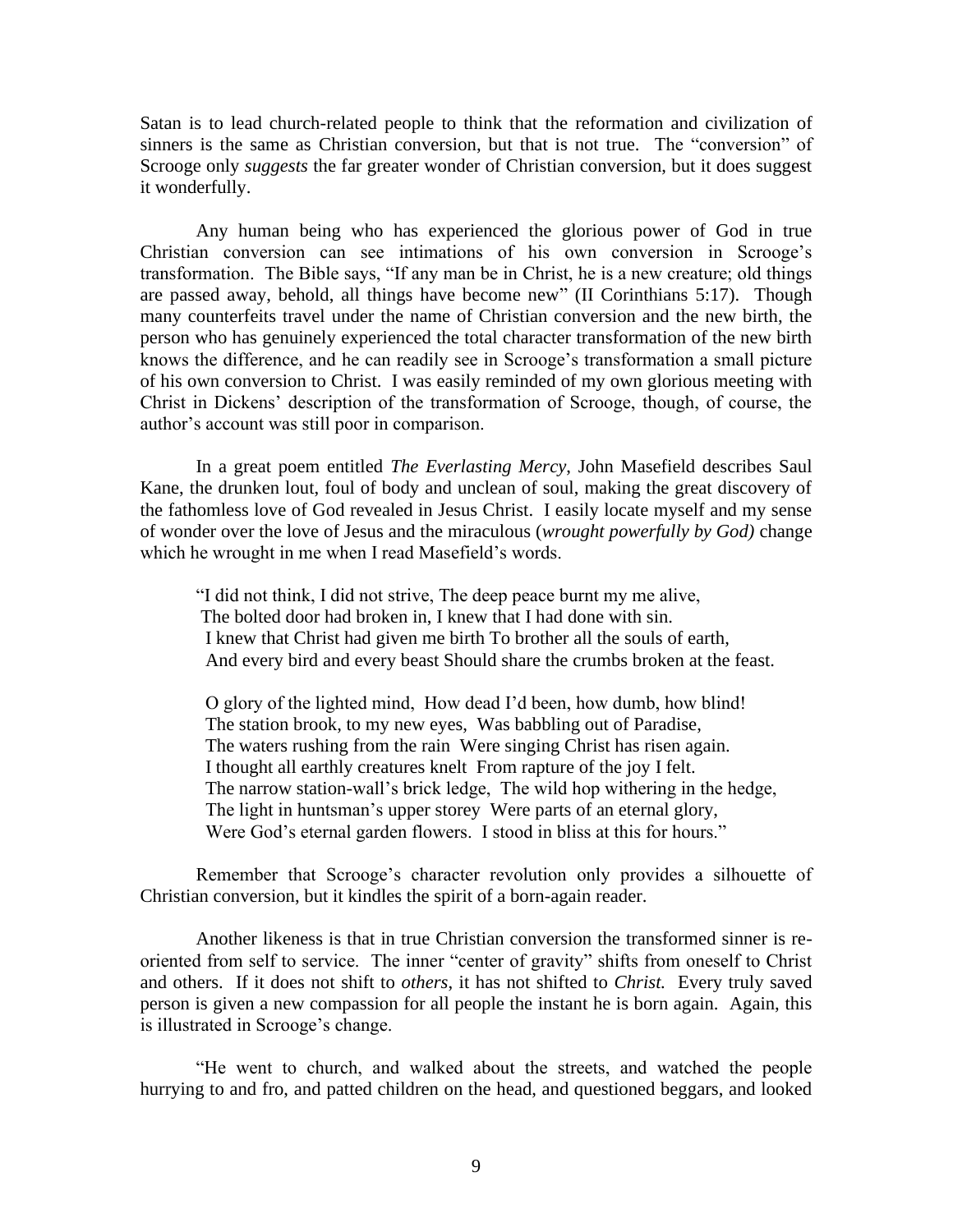Satan is to lead church-related people to think that the reformation and civilization of sinners is the same as Christian conversion, but that is not true. The "conversion" of Scrooge only *suggests* the far greater wonder of Christian conversion, but it does suggest it wonderfully.

Any human being who has experienced the glorious power of God in true Christian conversion can see intimations of his own conversion in Scrooge's transformation. The Bible says, "If any man be in Christ, he is a new creature; old things are passed away, behold, all things have become new" (II Corinthians 5:17). Though many counterfeits travel under the name of Christian conversion and the new birth, the person who has genuinely experienced the total character transformation of the new birth knows the difference, and he can readily see in Scrooge's transformation a small picture of his own conversion to Christ. I was easily reminded of my own glorious meeting with Christ in Dickens' description of the transformation of Scrooge, though, of course, the author's account was still poor in comparison.

In a great poem entitled *The Everlasting Mercy*, John Masefield describes Saul Kane, the drunken lout, foul of body and unclean of soul, making the great discovery of the fathomless love of God revealed in Jesus Christ. I easily locate myself and my sense of wonder over the love of Jesus and the miraculous (*wrought powerfully by God)* change which he wrought in me when I read Masefield's words.

> "I did not think, I did not strive, The deep peace burnt my me alive,
> The bolted door had broken in, I knew that I had done with sin.
> I knew that Christ had given me birth To brother all the souls of earth,
> And every bird and every beast Should share the crumbs broken at the feast.
>
> O glory of the lighted mind, How dead I'd been, how dumb, how blind!
> The station brook, to my new eyes, Was babbling out of Paradise,
> The waters rushing from the rain Were singing Christ has risen again.
> I thought all earthly creatures knelt From rapture of the joy I felt.
> The narrow station-wall's brick ledge, The wild hop withering in the hedge,
> The light in huntsman's upper storey Were parts of an eternal glory,
> Were God's eternal garden flowers. I stood in bliss at this for hours."

Remember that Scrooge's character revolution only provides a silhouette of Christian conversion, but it kindles the spirit of a born-again reader.

Another likeness is that in true Christian conversion the transformed sinner is re-oriented from self to service. The inner "center of gravity" shifts from oneself to Christ and others. If it does not shift to *others*, it has not shifted to *Christ.* Every truly saved person is given a new compassion for all people the instant he is born again. Again, this is illustrated in Scrooge's change.

"He went to church, and walked about the streets, and watched the people hurrying to and fro, and patted children on the head, and questioned beggars, and looked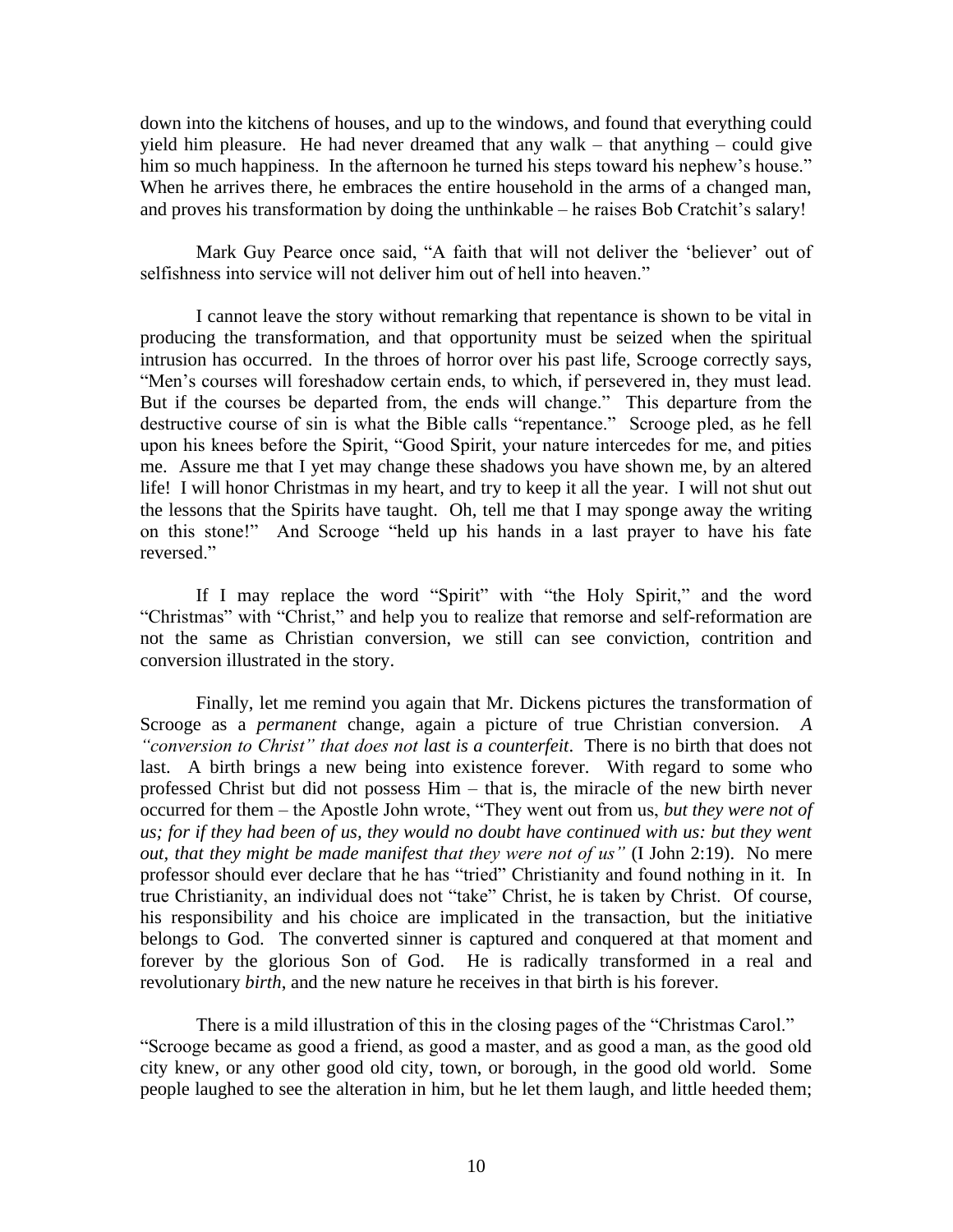down into the kitchens of houses, and up to the windows, and found that everything could yield him pleasure. He had never dreamed that any walk – that anything – could give him so much happiness. In the afternoon he turned his steps toward his nephew's house." When he arrives there, he embraces the entire household in the arms of a changed man, and proves his transformation by doing the unthinkable – he raises Bob Cratchit's salary!

Mark Guy Pearce once said, "A faith that will not deliver the 'believer' out of selfishness into service will not deliver him out of hell into heaven."

I cannot leave the story without remarking that repentance is shown to be vital in producing the transformation, and that opportunity must be seized when the spiritual intrusion has occurred. In the throes of horror over his past life, Scrooge correctly says, "Men's courses will foreshadow certain ends, to which, if persevered in, they must lead. But if the courses be departed from, the ends will change." This departure from the destructive course of sin is what the Bible calls "repentance." Scrooge pled, as he fell upon his knees before the Spirit, "Good Spirit, your nature intercedes for me, and pities me. Assure me that I yet may change these shadows you have shown me, by an altered life! I will honor Christmas in my heart, and try to keep it all the year. I will not shut out the lessons that the Spirits have taught. Oh, tell me that I may sponge away the writing on this stone!" And Scrooge "held up his hands in a last prayer to have his fate reversed."

If I may replace the word "Spirit" with "the Holy Spirit," and the word "Christmas" with "Christ," and help you to realize that remorse and self-reformation are not the same as Christian conversion, we still can see conviction, contrition and conversion illustrated in the story.

Finally, let me remind you again that Mr. Dickens pictures the transformation of Scrooge as a *permanent* change, again a picture of true Christian conversion. *A "conversion to Christ" that does not last is a counterfeit*. There is no birth that does not last. A birth brings a new being into existence forever. With regard to some who professed Christ but did not possess Him – that is, the miracle of the new birth never occurred for them – the Apostle John wrote, "They went out from us, *but they were not of us; for if they had been of us, they would no doubt have continued with us: but they went out, that they might be made manifest that they were not of us"* (I John 2:19). No mere professor should ever declare that he has "tried" Christianity and found nothing in it. In true Christianity, an individual does not "take" Christ, he is taken by Christ. Of course, his responsibility and his choice are implicated in the transaction, but the initiative belongs to God. The converted sinner is captured and conquered at that moment and forever by the glorious Son of God. He is radically transformed in a real and revolutionary *birth*, and the new nature he receives in that birth is his forever.

There is a mild illustration of this in the closing pages of the "Christmas Carol." "Scrooge became as good a friend, as good a master, and as good a man, as the good old city knew, or any other good old city, town, or borough, in the good old world. Some people laughed to see the alteration in him, but he let them laugh, and little heeded them;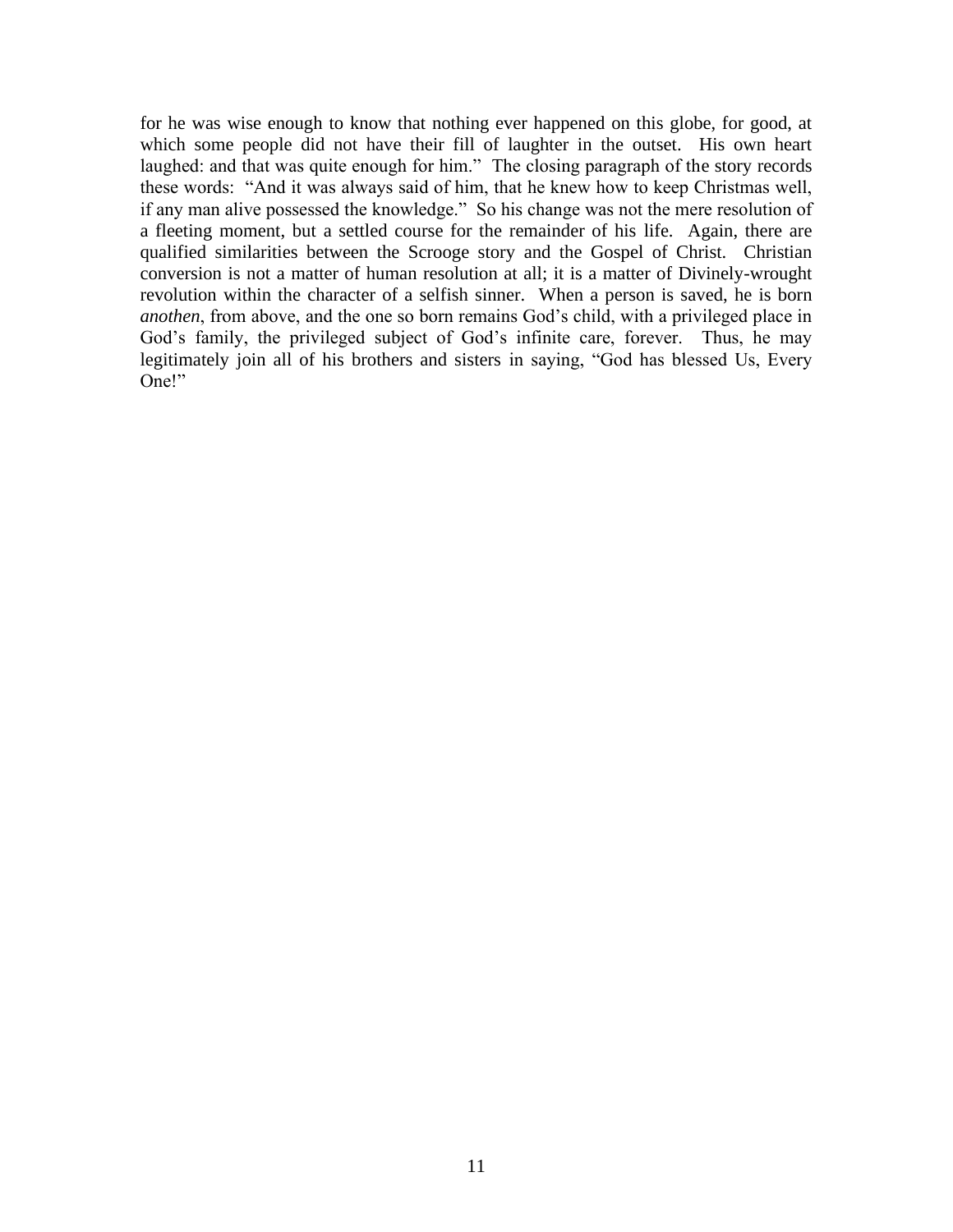for he was wise enough to know that nothing ever happened on this globe, for good, at which some people did not have their fill of laughter in the outset. His own heart laughed: and that was quite enough for him." The closing paragraph of the story records these words: "And it was always said of him, that he knew how to keep Christmas well, if any man alive possessed the knowledge." So his change was not the mere resolution of a fleeting moment, but a settled course for the remainder of his life. Again, there are qualified similarities between the Scrooge story and the Gospel of Christ. Christian conversion is not a matter of human resolution at all; it is a matter of Divinely-wrought revolution within the character of a selfish sinner. When a person is saved, he is born *anothen*, from above, and the one so born remains God's child, with a privileged place in God's family, the privileged subject of God's infinite care, forever. Thus, he may legitimately join all of his brothers and sisters in saying, "God has blessed Us, Every One!"